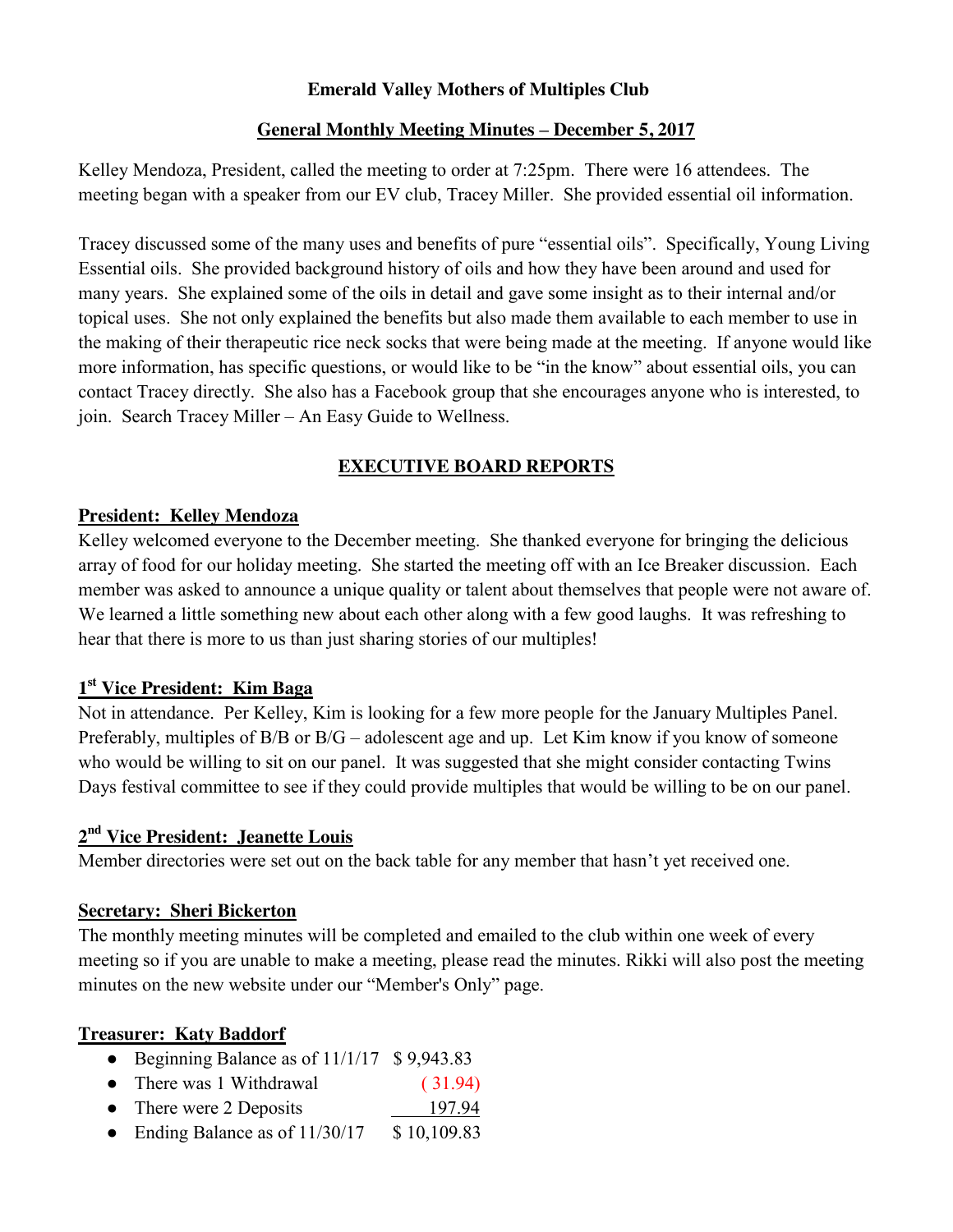**Emerald Valley Mothers of Multiples Club**

**General Monthly Meeting Minutes – December 5, 2017**

Kelley Mendoza, President, called the meeting to order at 7:25pm. There were 16 attendees. The meeting began with a speaker from our EV club, Tracey Miller. She provided essential oil information.

Tracey discussed some of the many uses and benefits of pure "essential oils". Specifically, Young Living Essential oils. She provided background history of oils and how they have been around and used for many years. She explained some of the oils in detail and gave some insight as to their internal and/or topical uses. She not only explained the benefits but also made them available to each member to use in the making of their therapeutic rice neck socks that were being made at the meeting. If anyone would like more information, has specific questions, or would like to be "in the know" about essential oils, you can contact Tracey directly. She also has a Facebook group that she encourages anyone who is interested, to join. Search Tracey Miller – An Easy Guide to Wellness.

## EXECUTIVE BOARD REPORTS

### President: Kelley Mendoza

Kelley welcomed everyone to the December meeting. She thanked everyone for bringing the delicious array of food for our holiday meeting. She started the meeting off with an Ice Breaker discussion. Each member was asked to announce a unique quality or talent about themselves that people were not aware of. We learned a little something new about each other along with a few good laughs. It was refreshing to hear that there is more to us than just sharing stories of our multiples!

### 1st Vice President: Kim Baga

Not in attendance. Per Kelley, Kim is looking for a few more people for the January Multiples Panel. Preferably, multiples of B/B or B/G – adolescent age and up. Let Kim know if you know of someone who would be willing to sit on our panel. It was suggested that she might consider contacting Twins Days festival committee to see if they could provide multiples that would be willing to be on our panel.

### 2nd Vice President: Jeanette Louis

Member directories were set out on the back table for any member that hasn't yet received one.

### Secretary: Sheri Bickerton

The monthly meeting minutes will be completed and emailed to the club within one week of every meeting so if you are unable to make a meeting, please read the minutes. Rikki will also post the meeting minutes on the new website under our "Member's Only" page.

### Treasurer: Katy Baddorf

- Beginning Balance as of 11/1/17 $ 9,943.83
- There was 1 Withdrawal ( 31.94)
- There were 2 Deposits 197.94
- Ending Balance as of 11/30/17 $ 10,109.83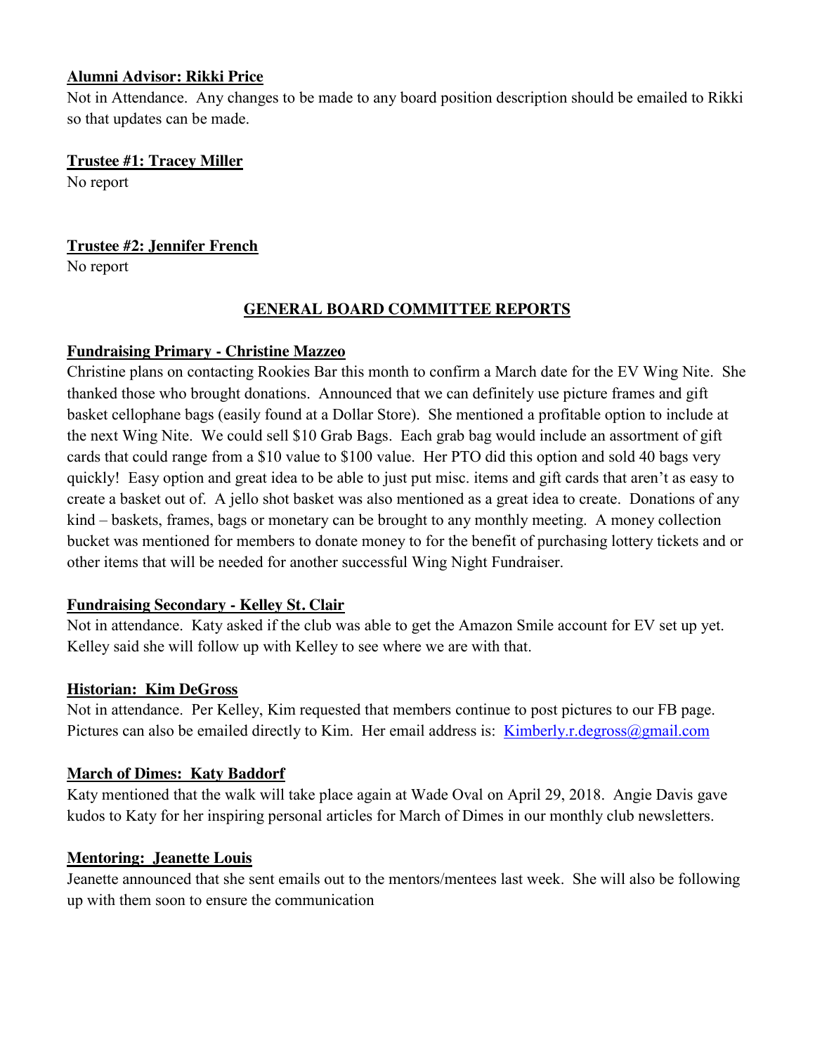**Alumni Advisor: Rikki Price**

Not in Attendance. Any changes to be made to any board position description should be emailed to Rikki so that updates can be made.

**Trustee #1: Tracey Miller**

No report

**Trustee #2: Jennifer French**

No report

## GENERAL BOARD COMMITTEE REPORTS

**Fundraising Primary - Christine Mazzeo**

Christine plans on contacting Rookies Bar this month to confirm a March date for the EV Wing Nite. She thanked those who brought donations. Announced that we can definitely use picture frames and gift basket cellophane bags (easily found at a Dollar Store). She mentioned a profitable option to include at the next Wing Nite. We could sell $10 Grab Bags. Each grab bag would include an assortment of gift cards that could range from a $10 value to $100 value. Her PTO did this option and sold 40 bags very quickly! Easy option and great idea to be able to just put misc. items and gift cards that aren't as easy to create a basket out of. A jello shot basket was also mentioned as a great idea to create. Donations of any kind – baskets, frames, bags or monetary can be brought to any monthly meeting. A money collection bucket was mentioned for members to donate money to for the benefit of purchasing lottery tickets and or other items that will be needed for another successful Wing Night Fundraiser.

**Fundraising Secondary - Kelley St. Clair**

Not in attendance. Katy asked if the club was able to get the Amazon Smile account for EV set up yet. Kelley said she will follow up with Kelley to see where we are with that.

**Historian: Kim DeGross**

Not in attendance. Per Kelley, Kim requested that members continue to post pictures to our FB page. Pictures can also be emailed directly to Kim. Her email address is: Kimberly.r.degross@gmail.com

**March of Dimes: Katy Baddorf**

Katy mentioned that the walk will take place again at Wade Oval on April 29, 2018. Angie Davis gave kudos to Katy for her inspiring personal articles for March of Dimes in our monthly club newsletters.

**Mentoring: Jeanette Louis**

Jeanette announced that she sent emails out to the mentors/mentees last week. She will also be following up with them soon to ensure the communication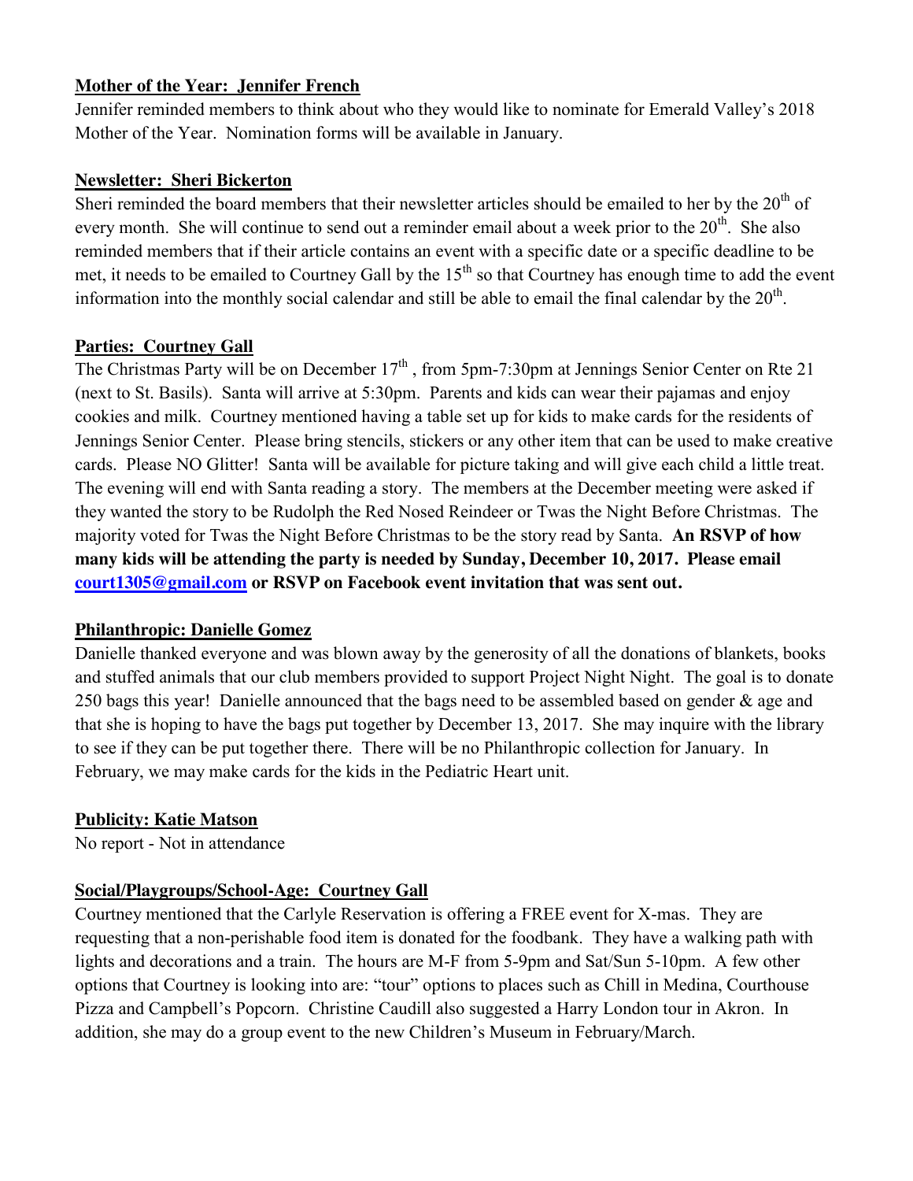**Mother of the Year: Jennifer French**

Jennifer reminded members to think about who they would like to nominate for Emerald Valley's 2018 Mother of the Year. Nomination forms will be available in January.

**Newsletter: Sheri Bickerton**

Sheri reminded the board members that their newsletter articles should be emailed to her by the 20th of every month. She will continue to send out a reminder email about a week prior to the 20th. She also reminded members that if their article contains an event with a specific date or a specific deadline to be met, it needs to be emailed to Courtney Gall by the 15th so that Courtney has enough time to add the event information into the monthly social calendar and still be able to email the final calendar by the 20th.

**Parties: Courtney Gall**

The Christmas Party will be on December 17th , from 5pm-7:30pm at Jennings Senior Center on Rte 21 (next to St. Basils). Santa will arrive at 5:30pm. Parents and kids can wear their pajamas and enjoy cookies and milk. Courtney mentioned having a table set up for kids to make cards for the residents of Jennings Senior Center. Please bring stencils, stickers or any other item that can be used to make creative cards. Please NO Glitter! Santa will be available for picture taking and will give each child a little treat. The evening will end with Santa reading a story. The members at the December meeting were asked if they wanted the story to be Rudolph the Red Nosed Reindeer or Twas the Night Before Christmas. The majority voted for Twas the Night Before Christmas to be the story read by Santa. **An RSVP of how many kids will be attending the party is needed by Sunday, December 10, 2017. Please email court1305@gmail.com or RSVP on Facebook event invitation that was sent out.**

**Philanthropic: Danielle Gomez**

Danielle thanked everyone and was blown away by the generosity of all the donations of blankets, books and stuffed animals that our club members provided to support Project Night Night. The goal is to donate 250 bags this year! Danielle announced that the bags need to be assembled based on gender & age and that she is hoping to have the bags put together by December 13, 2017. She may inquire with the library to see if they can be put together there. There will be no Philanthropic collection for January. In February, we may make cards for the kids in the Pediatric Heart unit.

**Publicity: Katie Matson**

No report - Not in attendance

**Social/Playgroups/School-Age: Courtney Gall**

Courtney mentioned that the Carlyle Reservation is offering a FREE event for X-mas. They are requesting that a non-perishable food item is donated for the foodbank. They have a walking path with lights and decorations and a train. The hours are M-F from 5-9pm and Sat/Sun 5-10pm. A few other options that Courtney is looking into are: "tour" options to places such as Chill in Medina, Courthouse Pizza and Campbell's Popcorn. Christine Caudill also suggested a Harry London tour in Akron. In addition, she may do a group event to the new Children's Museum in February/March.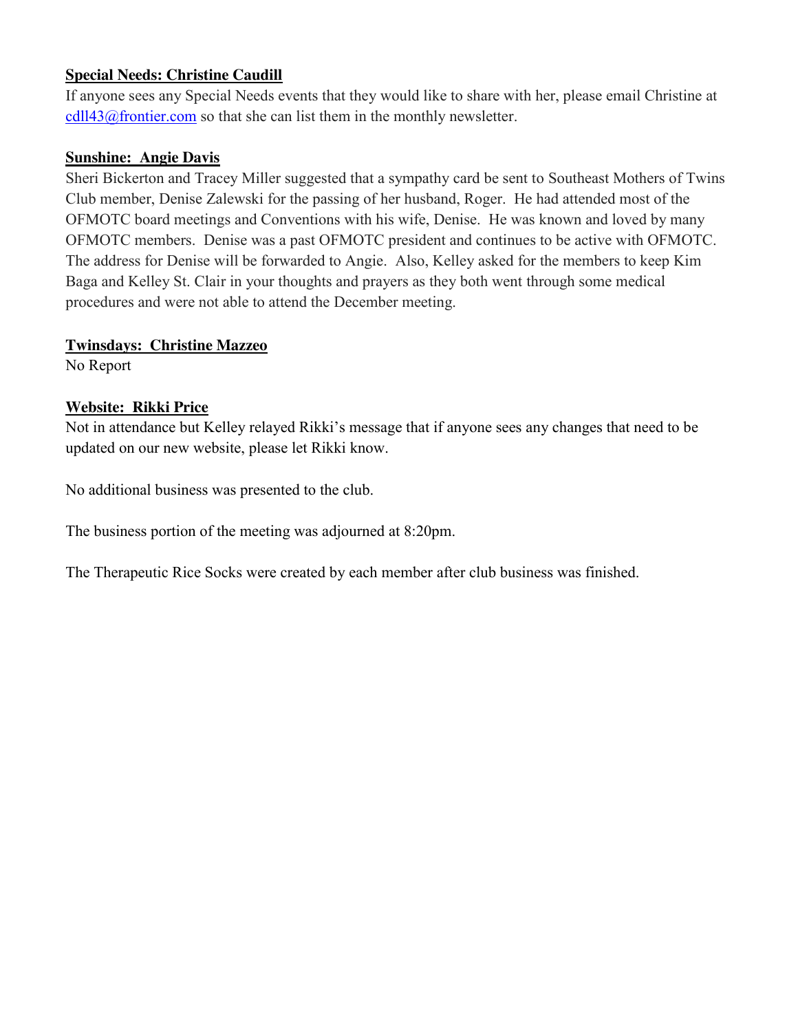**Special Needs: Christine Caudill**

If anyone sees any Special Needs events that they would like to share with her, please email Christine at cdll43@frontier.com so that she can list them in the monthly newsletter.

**Sunshine: Angie Davis**

Sheri Bickerton and Tracey Miller suggested that a sympathy card be sent to Southeast Mothers of Twins Club member, Denise Zalewski for the passing of her husband, Roger. He had attended most of the OFMOTC board meetings and Conventions with his wife, Denise. He was known and loved by many OFMOTC members. Denise was a past OFMOTC president and continues to be active with OFMOTC. The address for Denise will be forwarded to Angie. Also, Kelley asked for the members to keep Kim Baga and Kelley St. Clair in your thoughts and prayers as they both went through some medical procedures and were not able to attend the December meeting.

**Twinsdays: Christine Mazzeo**

No Report

**Website: Rikki Price**

Not in attendance but Kelley relayed Rikki's message that if anyone sees any changes that need to be updated on our new website, please let Rikki know.

No additional business was presented to the club.

The business portion of the meeting was adjourned at 8:20pm.

The Therapeutic Rice Socks were created by each member after club business was finished.